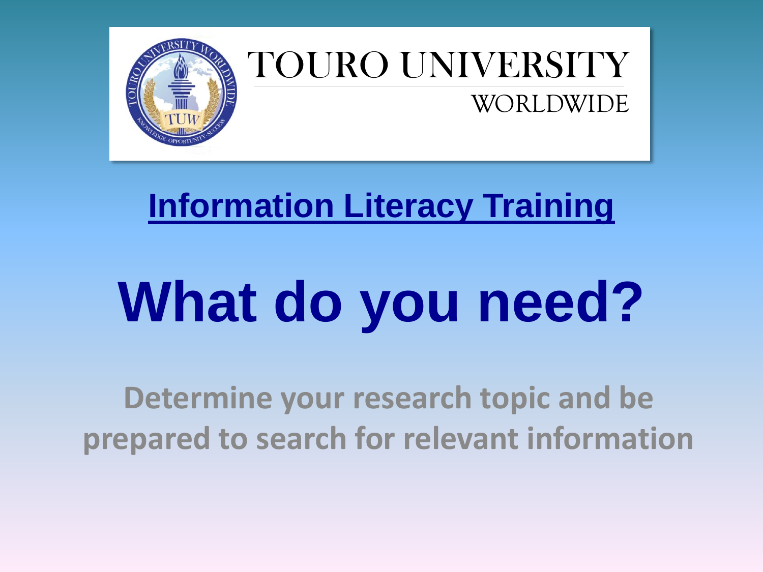TOURO UNIVERSITY

WORLDWIDE

## Information Literacy Training

# What do you need?

**Determine your research topic and be prepared to search for relevant information**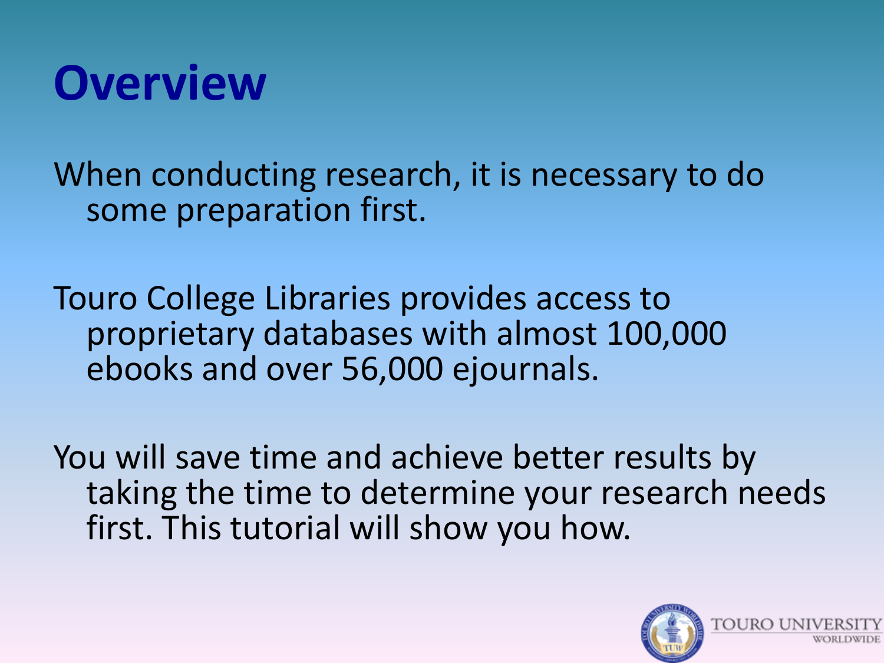# Overview

When conducting research, it is necessary to do some preparation first.

Touro College Libraries provides access to proprietary databases with almost 100,000 ebooks and over 56,000 ejournals.

You will save time and achieve better results by taking the time to determine your research needs first. This tutorial will show you how.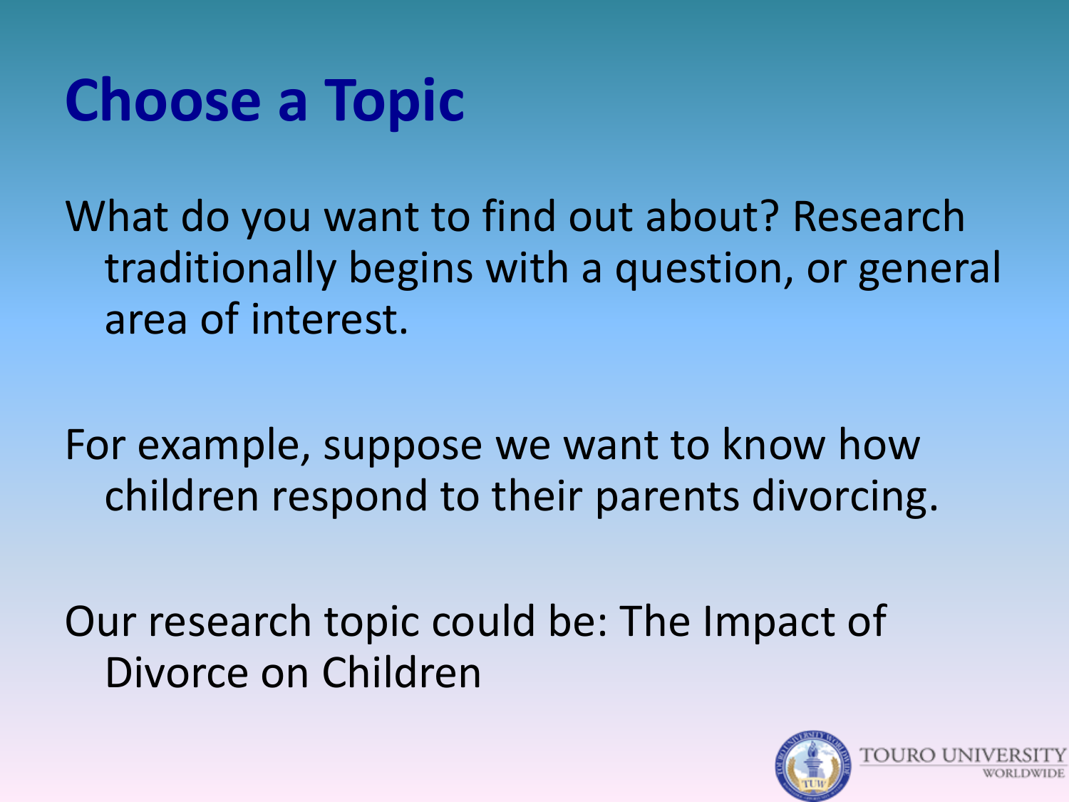# Choose a Topic

What do you want to find out about? Research traditionally begins with a question, or general area of interest.

For example, suppose we want to know how children respond to their parents divorcing.

Our research topic could be: The Impact of Divorce on Children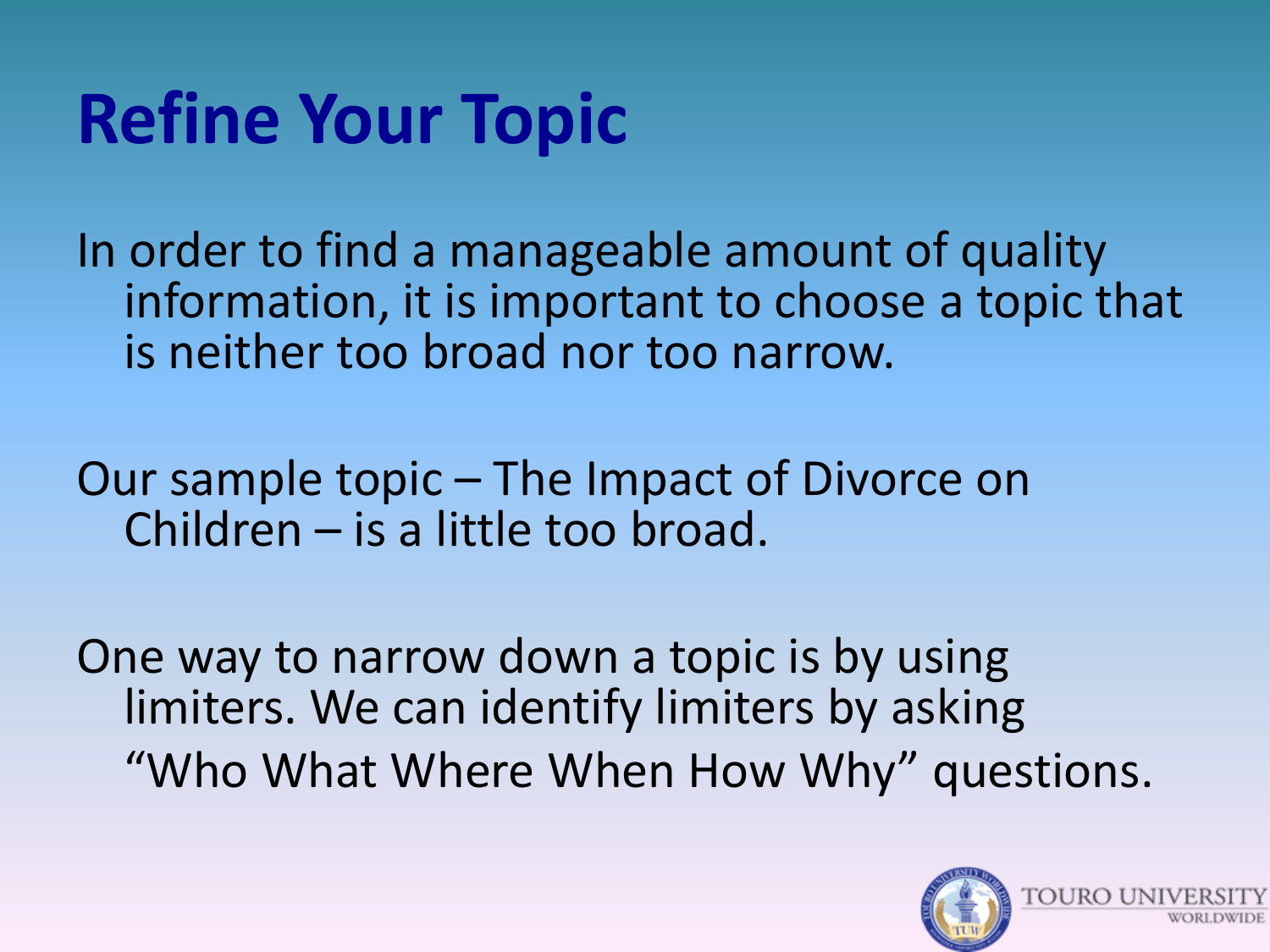# Refine Your Topic

In order to find a manageable amount of quality information, it is important to choose a topic that is neither too broad nor too narrow.

Our sample topic – The Impact of Divorce on Children – is a little too broad.

One way to narrow down a topic is by using limiters. We can identify limiters by asking "Who What Where When How Why" questions.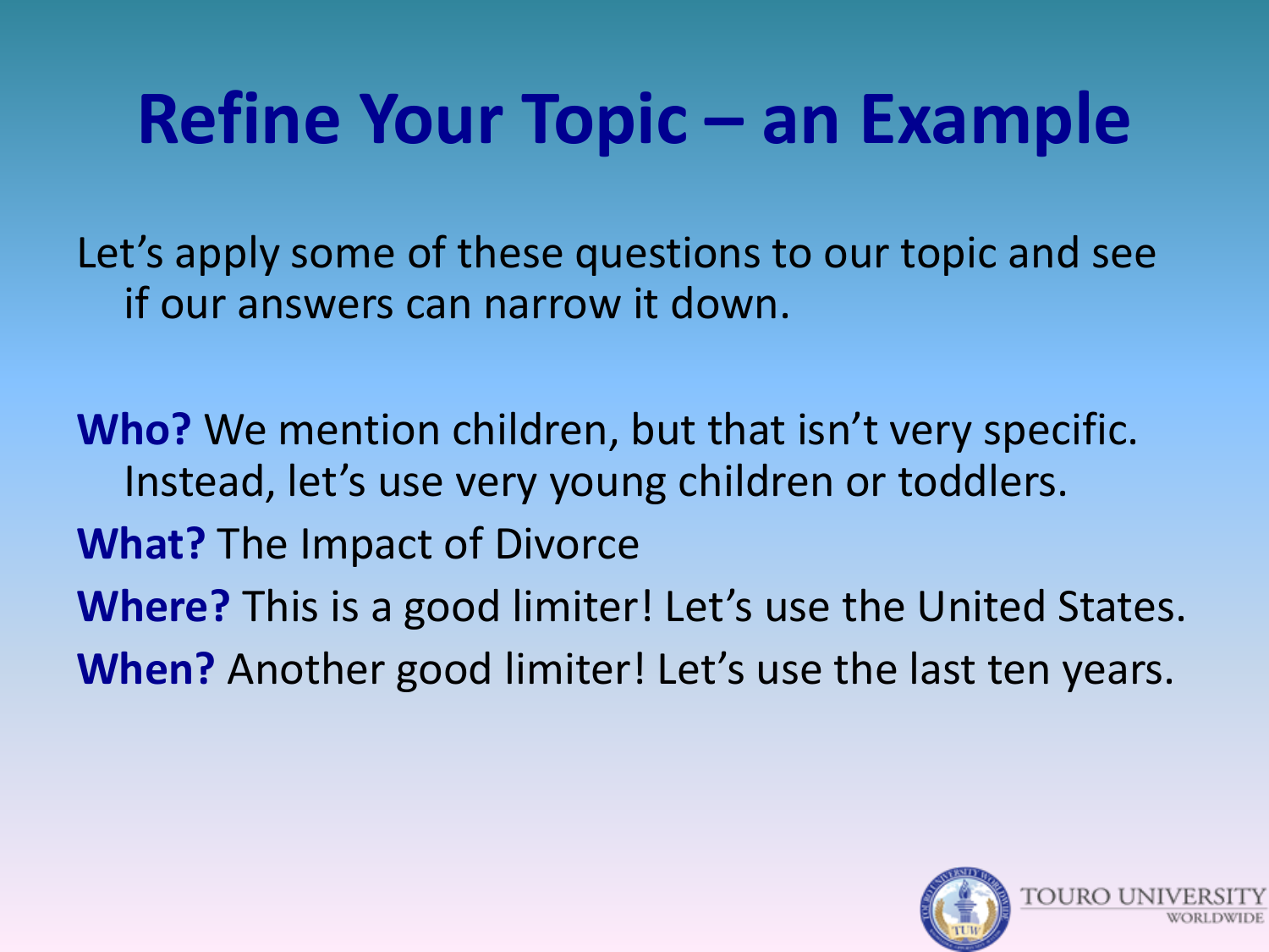# Refine Your Topic – an Example

Let's apply some of these questions to our topic and see if our answers can narrow it down.

**Who?** We mention children, but that isn't very specific. Instead, let's use very young children or toddlers.

**What?** The Impact of Divorce

**Where?** This is a good limiter! Let's use the United States.

**When?** Another good limiter! Let's use the last ten years.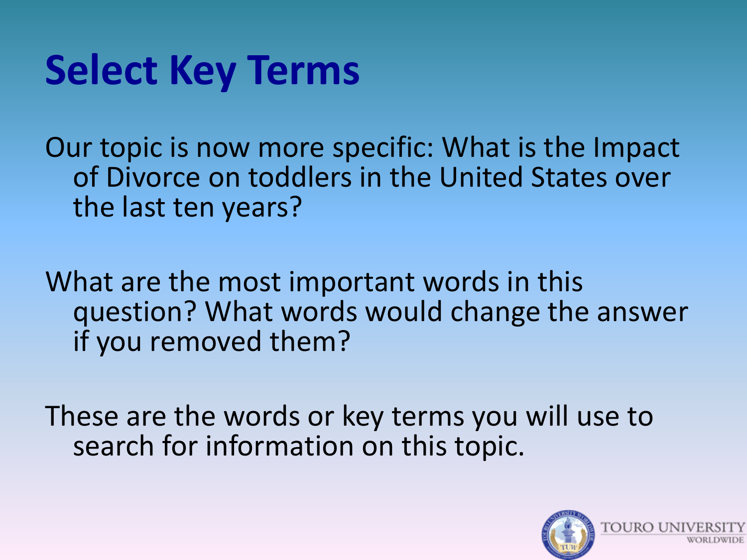# Select Key Terms

Our topic is now more specific: What is the Impact of Divorce on toddlers in the United States over the last ten years?

What are the most important words in this question? What words would change the answer if you removed them?

These are the words or key terms you will use to search for information on this topic.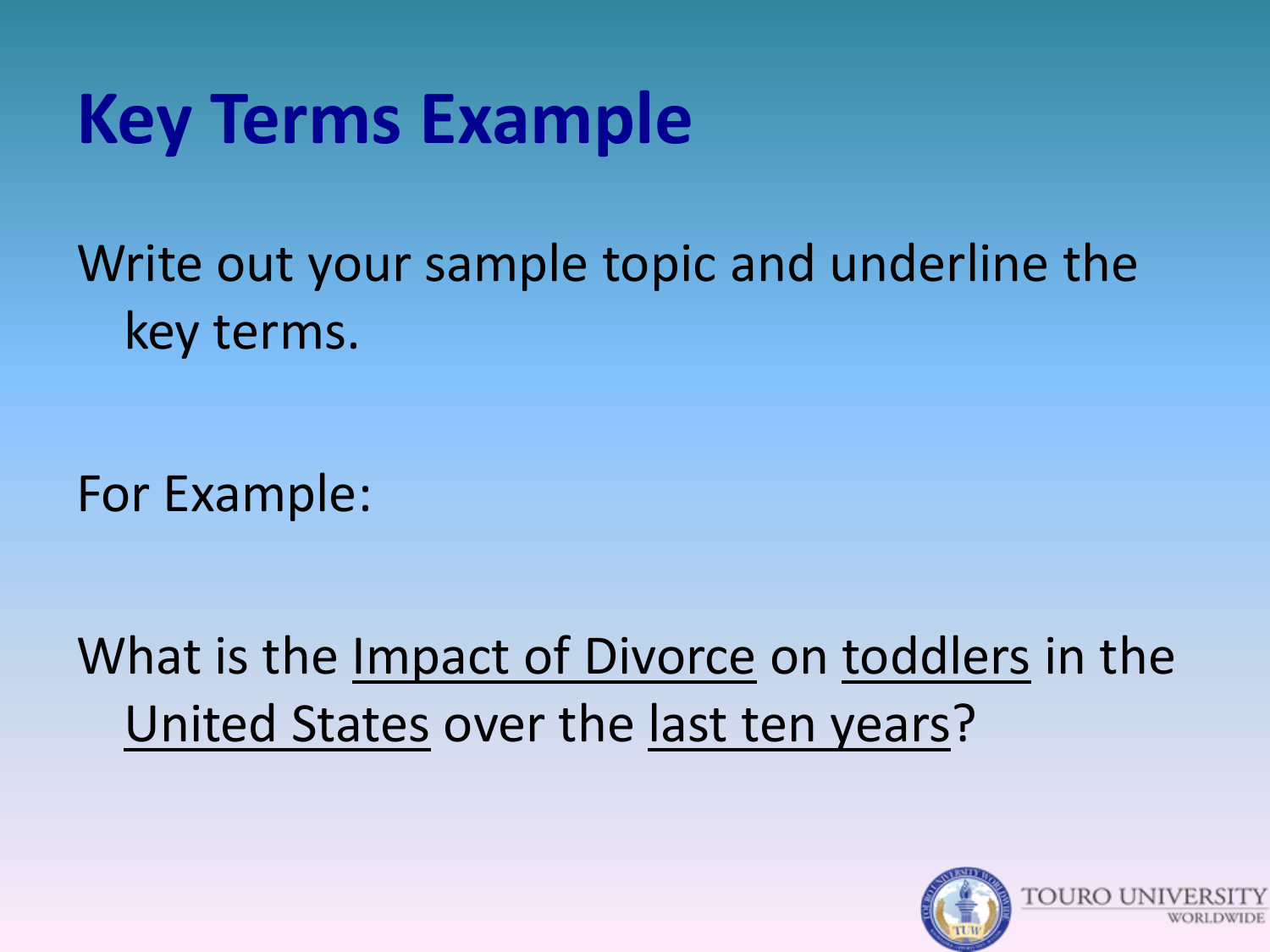# Key Terms Example

Write out your sample topic and underline the key terms.

For Example:

What is the <u>Impact of Divorce</u> on <u>toddlers</u> in the <u>United States</u> over the <u>last ten years</u>?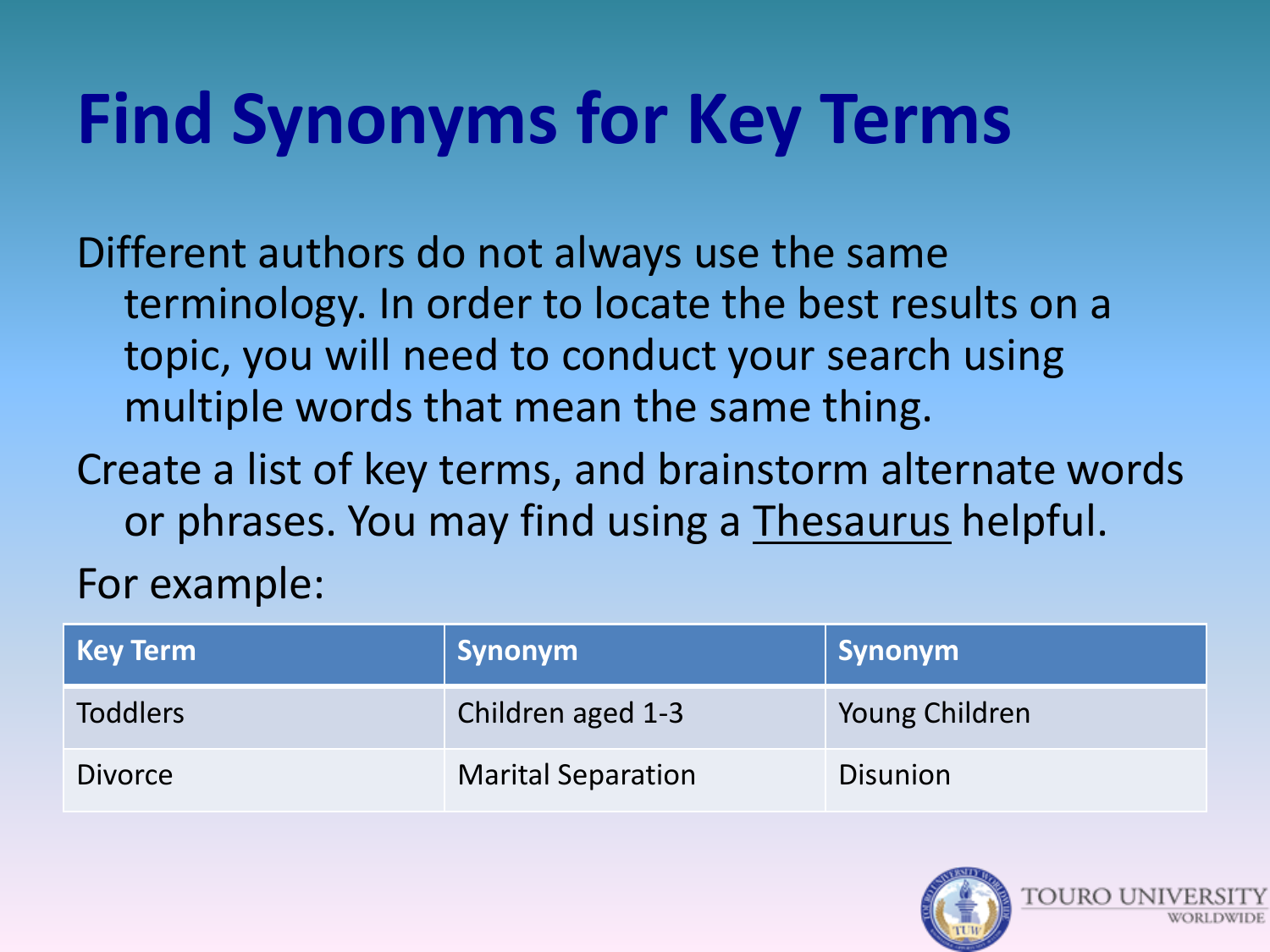# Find Synonyms for Key Terms

Different authors do not always use the same terminology. In order to locate the best results on a topic, you will need to conduct your search using multiple words that mean the same thing.

Create a list of key terms, and brainstorm alternate words or phrases. You may find using a Thesaurus helpful.

For example:

| Key Term | Synonym | Synonym |
|---|---|---|
| Toddlers | Children aged 1-3 | Young Children |
| Divorce | Marital Separation | Disunion |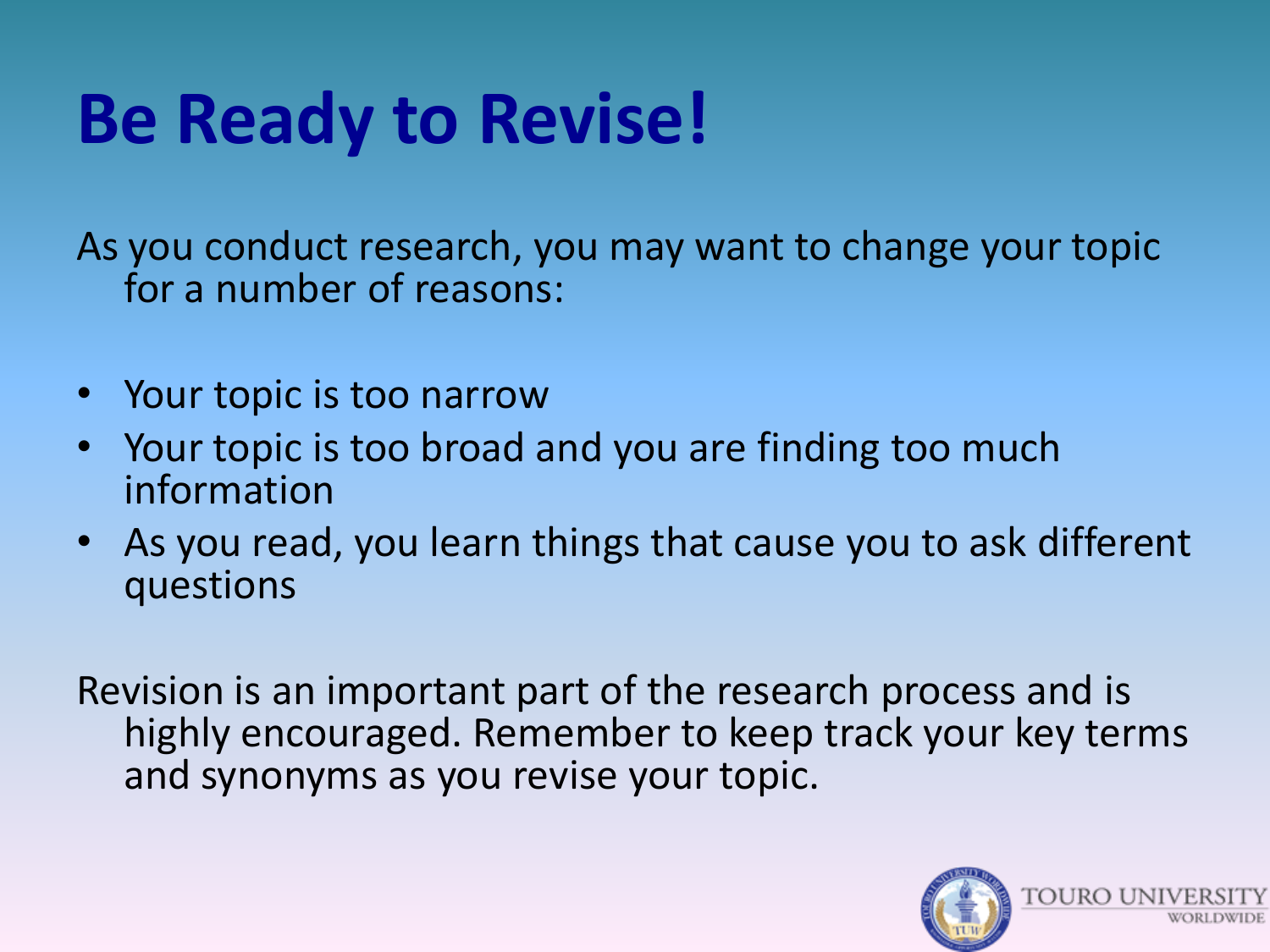# Be Ready to Revise!

As you conduct research, you may want to change your topic for a number of reasons:

- Your topic is too narrow
- Your topic is too broad and you are finding too much information
- As you read, you learn things that cause you to ask different questions

Revision is an important part of the research process and is highly encouraged. Remember to keep track your key terms and synonyms as you revise your topic.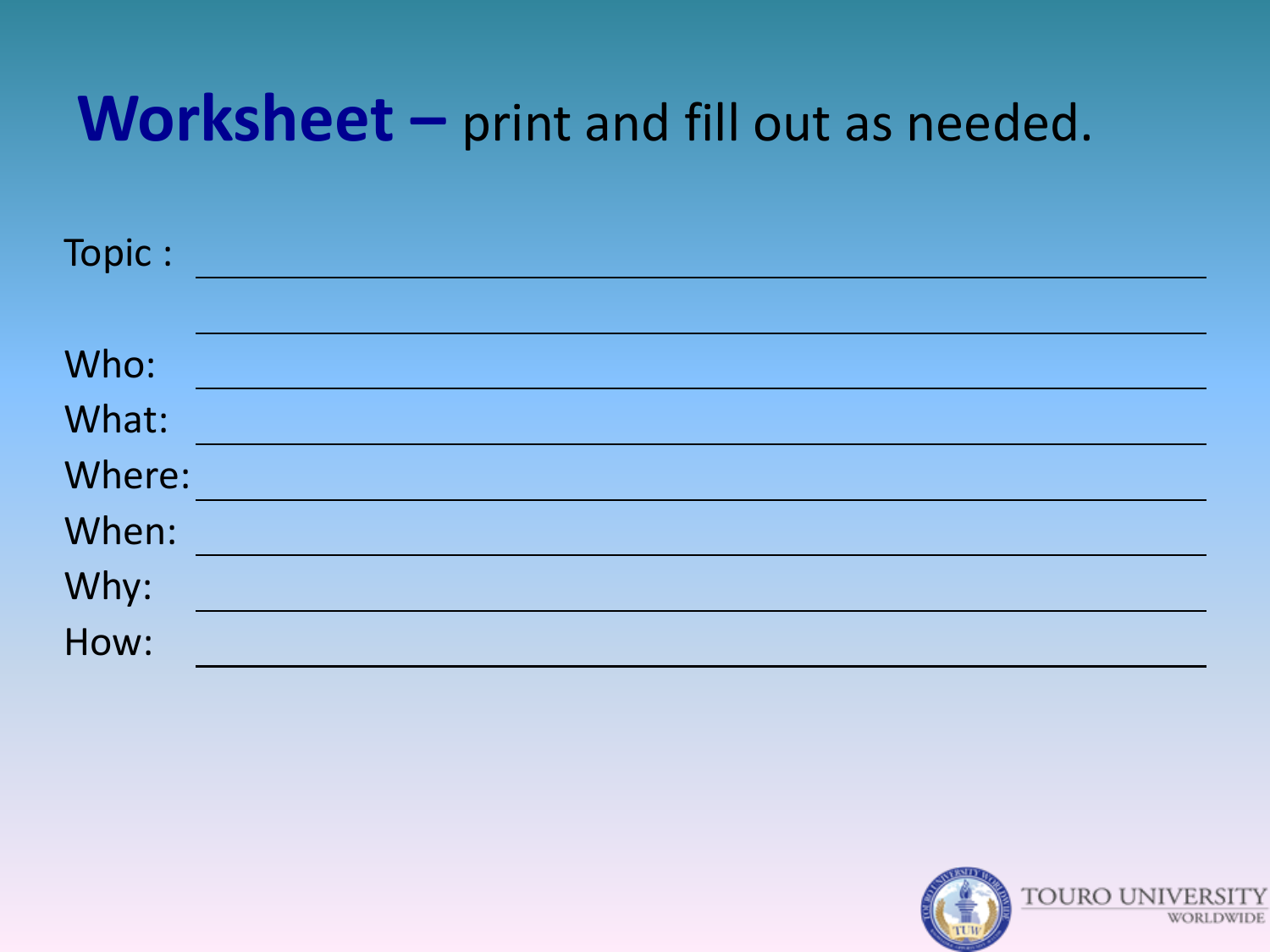# **Worksheet –** print and fill out as needed.

Topic : ____________________________________________

____________________________________________

Who: ____________________________________________

What: ____________________________________________

Where: ____________________________________________

When: ____________________________________________

Why: ____________________________________________

How: ____________________________________________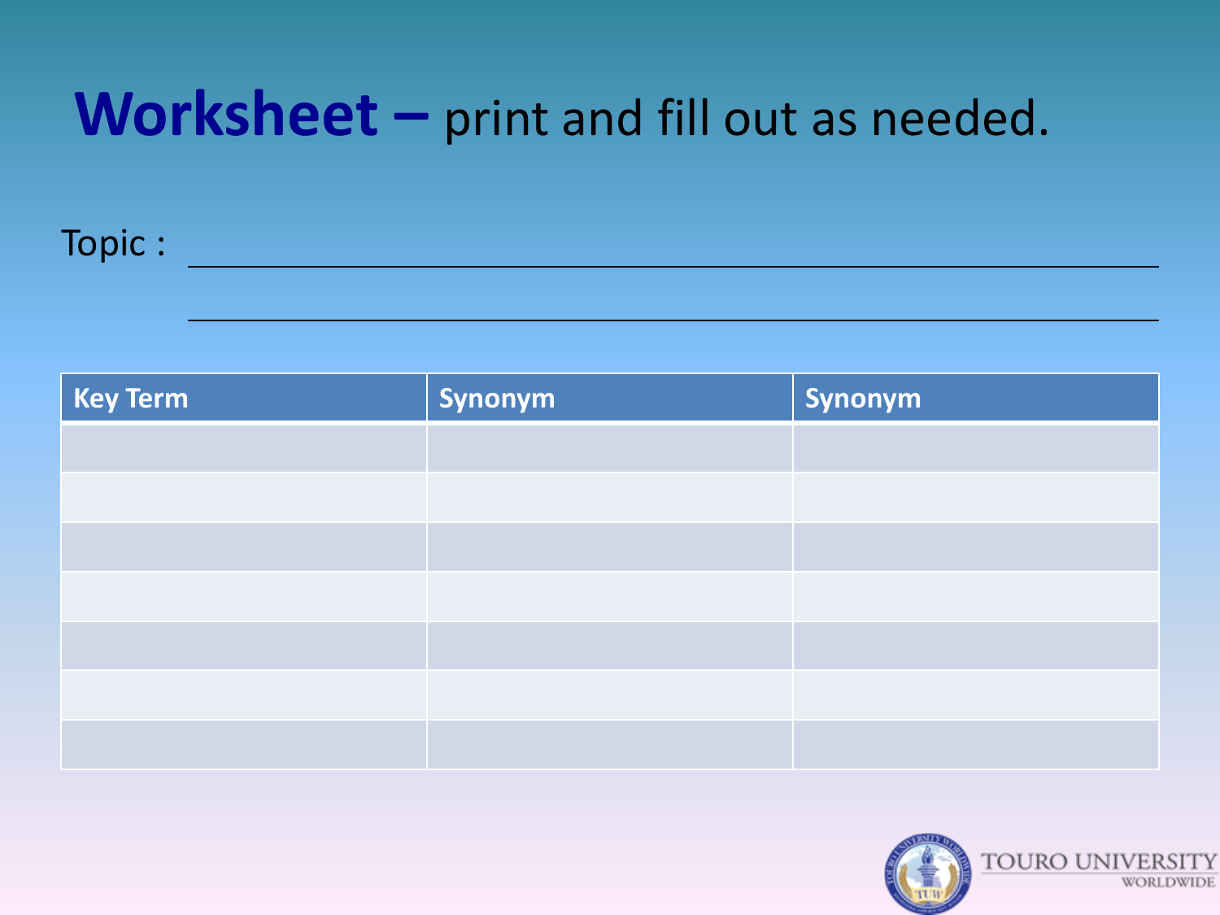# **Worksheet –** print and fill out as needed.

Topic : ______________________________________________

______________________________________________

| Key Term | Synonym | Synonym |
|---|---|---|
| | | |
| | | |
| | | |
| | | |
| | | |
| | | |
| | | |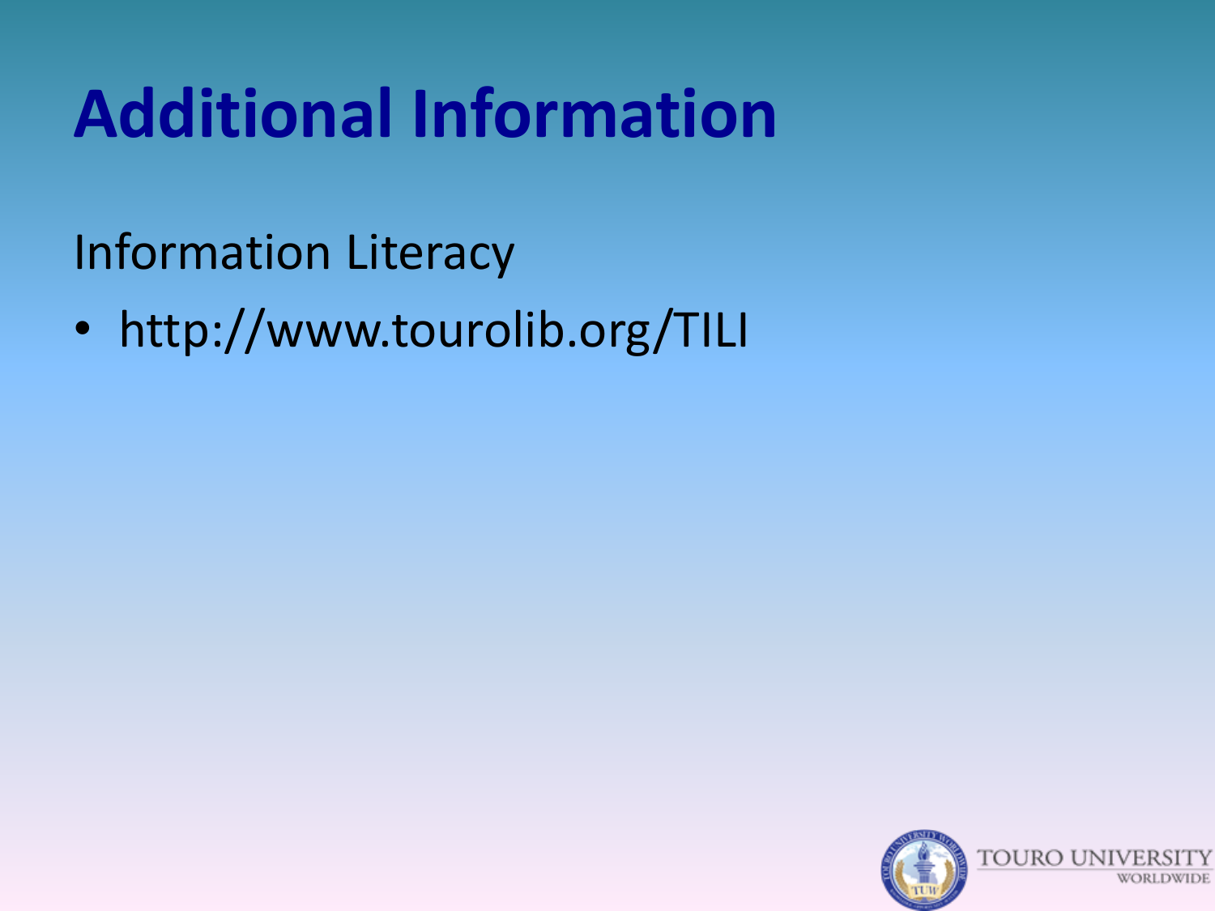# Additional Information

Information Literacy

- http://www.tourolib.org/TILI